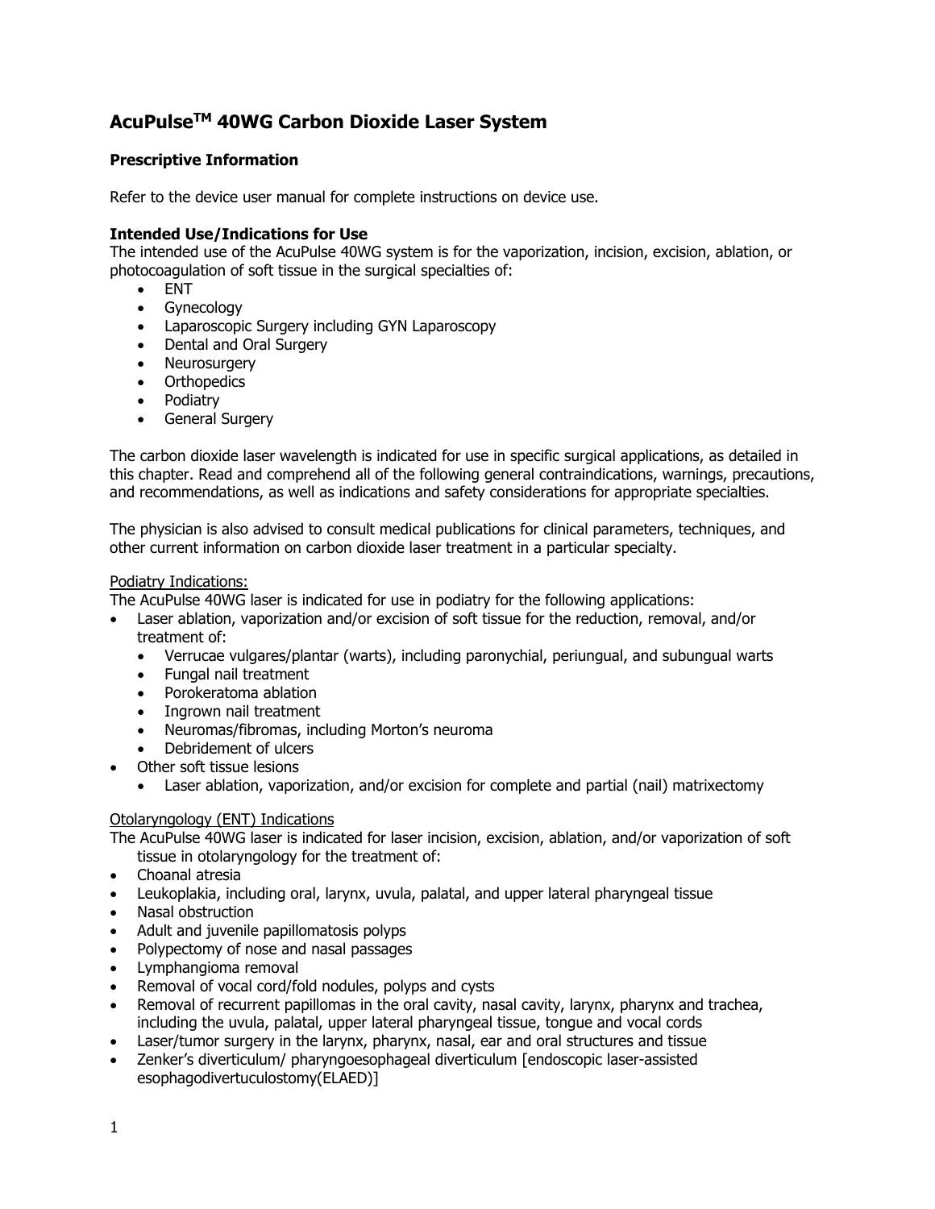# AcuPulse[TM] 40WG Carbon Dioxide Laser System

**Prescriptive Information**

Refer to the device user manual for complete instructions on device use.

**Intended Use/Indications for Use**

The intended use of the AcuPulse 40WG system is for the vaporization, incision, excision, ablation, or photocoagulation of soft tissue in the surgical specialties of:

- ENT
- Gynecology
- Laparoscopic Surgery including GYN Laparoscopy
- Dental and Oral Surgery
- Neurosurgery
- Orthopedics
- Podiatry
- General Surgery

The carbon dioxide laser wavelength is indicated for use in specific surgical applications, as detailed in this chapter. Read and comprehend all of the following general contraindications, warnings, precautions, and recommendations, as well as indications and safety considerations for appropriate specialties.

The physician is also advised to consult medical publications for clinical parameters, techniques, and other current information on carbon dioxide laser treatment in a particular specialty.

Podiatry Indications:

The AcuPulse 40WG laser is indicated for use in podiatry for the following applications:

- Laser ablation, vaporization and/or excision of soft tissue for the reduction, removal, and/or treatment of:
  - Verrucae vulgares/plantar (warts), including paronychial, periungual, and subungual warts
  - Fungal nail treatment
  - Porokeratoma ablation
  - Ingrown nail treatment
  - Neuromas/fibromas, including Morton's neuroma
  - Debridement of ulcers
- Other soft tissue lesions
  - Laser ablation, vaporization, and/or excision for complete and partial (nail) matrixectomy

Otolaryngology (ENT) Indications

The AcuPulse 40WG laser is indicated for laser incision, excision, ablation, and/or vaporization of soft tissue in otolaryngology for the treatment of:

- Choanal atresia
- Leukoplakia, including oral, larynx, uvula, palatal, and upper lateral pharyngeal tissue
- Nasal obstruction
- Adult and juvenile papillomatosis polyps
- Polypectomy of nose and nasal passages
- Lymphangioma removal
- Removal of vocal cord/fold nodules, polyps and cysts
- Removal of recurrent papillomas in the oral cavity, nasal cavity, larynx, pharynx and trachea, including the uvula, palatal, upper lateral pharyngeal tissue, tongue and vocal cords
- Laser/tumor surgery in the larynx, pharynx, nasal, ear and oral structures and tissue
- Zenker's diverticulum/ pharyngoesophageal diverticulum [endoscopic laser-assisted esophagodivertuculostomy(ELAED)]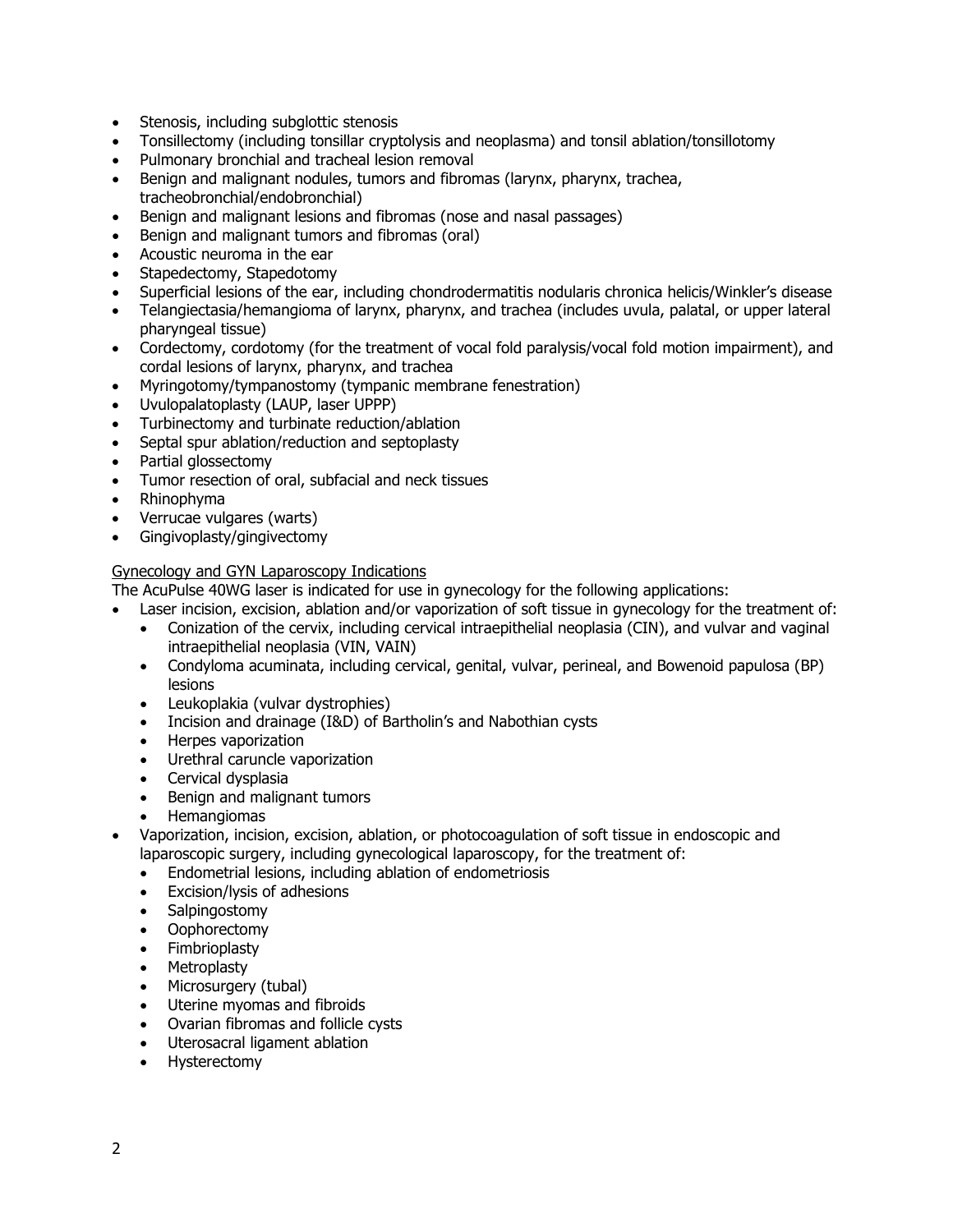- Stenosis, including subglottic stenosis
- Tonsillectomy (including tonsillar cryptolysis and neoplasma) and tonsil ablation/tonsillotomy
- Pulmonary bronchial and tracheal lesion removal
- Benign and malignant nodules, tumors and fibromas (larynx, pharynx, trachea, tracheobronchial/endobronchial)
- Benign and malignant lesions and fibromas (nose and nasal passages)
- Benign and malignant tumors and fibromas (oral)
- Acoustic neuroma in the ear
- Stapedectomy, Stapedotomy
- Superficial lesions of the ear, including chondrodermatitis nodularis chronica helicis/Winkler's disease
- Telangiectasia/hemangioma of larynx, pharynx, and trachea (includes uvula, palatal, or upper lateral pharyngeal tissue)
- Cordectomy, cordotomy (for the treatment of vocal fold paralysis/vocal fold motion impairment), and cordal lesions of larynx, pharynx, and trachea
- Myringotomy/tympanostomy (tympanic membrane fenestration)
- Uvulopalatoplasty (LAUP, laser UPPP)
- Turbinectomy and turbinate reduction/ablation
- Septal spur ablation/reduction and septoplasty
- Partial glossectomy
- Tumor resection of oral, subfacial and neck tissues
- Rhinophyma
- Verrucae vulgares (warts)
- Gingivoplasty/gingivectomy

<u>Gynecology and GYN Laparoscopy Indications</u>

The AcuPulse 40WG laser is indicated for use in gynecology for the following applications:

- Laser incision, excision, ablation and/or vaporization of soft tissue in gynecology for the treatment of:
  - Conization of the cervix, including cervical intraepithelial neoplasia (CIN), and vulvar and vaginal intraepithelial neoplasia (VIN, VAIN)
  - Condyloma acuminata, including cervical, genital, vulvar, perineal, and Bowenoid papulosa (BP) lesions
  - Leukoplakia (vulvar dystrophies)
  - Incision and drainage (I&D) of Bartholin's and Nabothian cysts
  - Herpes vaporization
  - Urethral caruncle vaporization
  - Cervical dysplasia
  - Benign and malignant tumors
  - Hemangiomas
- Vaporization, incision, excision, ablation, or photocoagulation of soft tissue in endoscopic and laparoscopic surgery, including gynecological laparoscopy, for the treatment of:
  - Endometrial lesions, including ablation of endometriosis
  - Excision/lysis of adhesions
  - Salpingostomy
  - Oophorectomy
  - Fimbrioplasty
  - Metroplasty
  - Microsurgery (tubal)
  - Uterine myomas and fibroids
  - Ovarian fibromas and follicle cysts
  - Uterosacral ligament ablation
  - Hysterectomy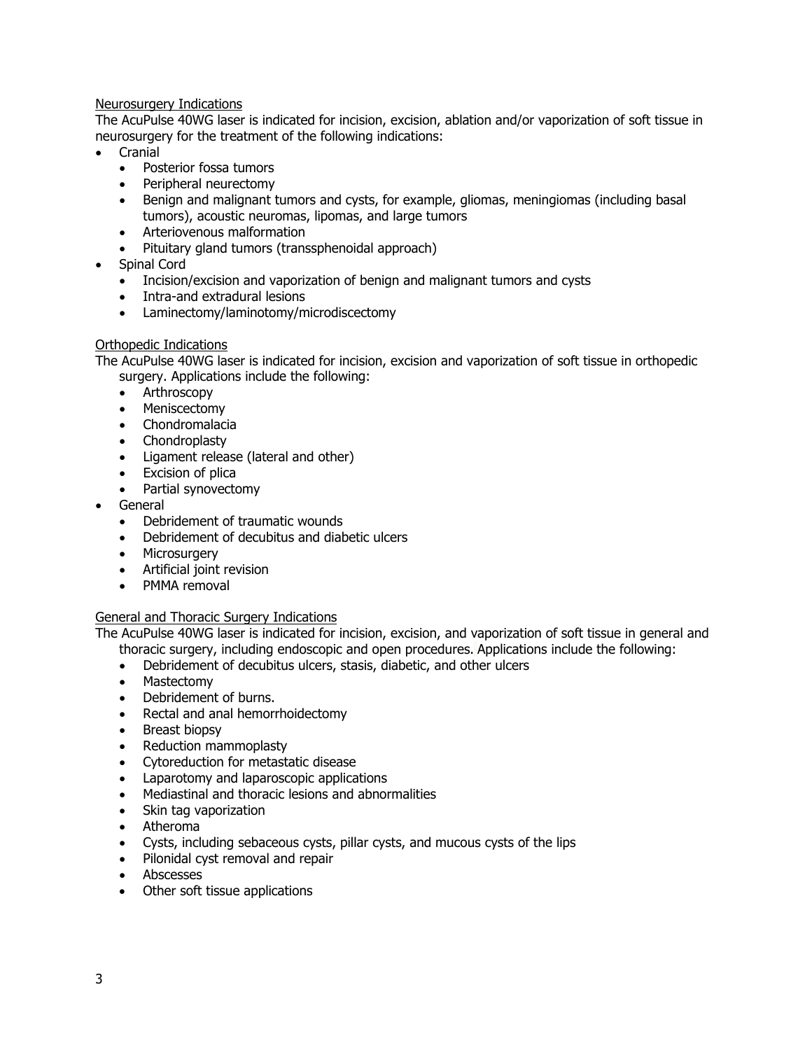Neurosurgery Indications

The AcuPulse 40WG laser is indicated for incision, excision, ablation and/or vaporization of soft tissue in neurosurgery for the treatment of the following indications:

- Cranial
  - Posterior fossa tumors
  - Peripheral neurectomy
  - Benign and malignant tumors and cysts, for example, gliomas, meningiomas (including basal tumors), acoustic neuromas, lipomas, and large tumors
  - Arteriovenous malformation
  - Pituitary gland tumors (transsphenoidal approach)
- Spinal Cord
  - Incision/excision and vaporization of benign and malignant tumors and cysts
  - Intra-and extradural lesions
  - Laminectomy/laminotomy/microdiscectomy

Orthopedic Indications

The AcuPulse 40WG laser is indicated for incision, excision and vaporization of soft tissue in orthopedic surgery. Applications include the following:

- Arthroscopy
- Meniscectomy
- Chondromalacia
- Chondroplasty
- Ligament release (lateral and other)
- Excision of plica
- Partial synovectomy

- General
  - Debridement of traumatic wounds
  - Debridement of decubitus and diabetic ulcers
  - Microsurgery
  - Artificial joint revision
  - PMMA removal

General and Thoracic Surgery Indications

The AcuPulse 40WG laser is indicated for incision, excision, and vaporization of soft tissue in general and thoracic surgery, including endoscopic and open procedures. Applications include the following:

- Debridement of decubitus ulcers, stasis, diabetic, and other ulcers
- Mastectomy
- Debridement of burns.
- Rectal and anal hemorrhoidectomy
- Breast biopsy
- Reduction mammoplasty
- Cytoreduction for metastatic disease
- Laparotomy and laparoscopic applications
- Mediastinal and thoracic lesions and abnormalities
- Skin tag vaporization
- Atheroma
- Cysts, including sebaceous cysts, pillar cysts, and mucous cysts of the lips
- Pilonidal cyst removal and repair
- Abscesses
- Other soft tissue applications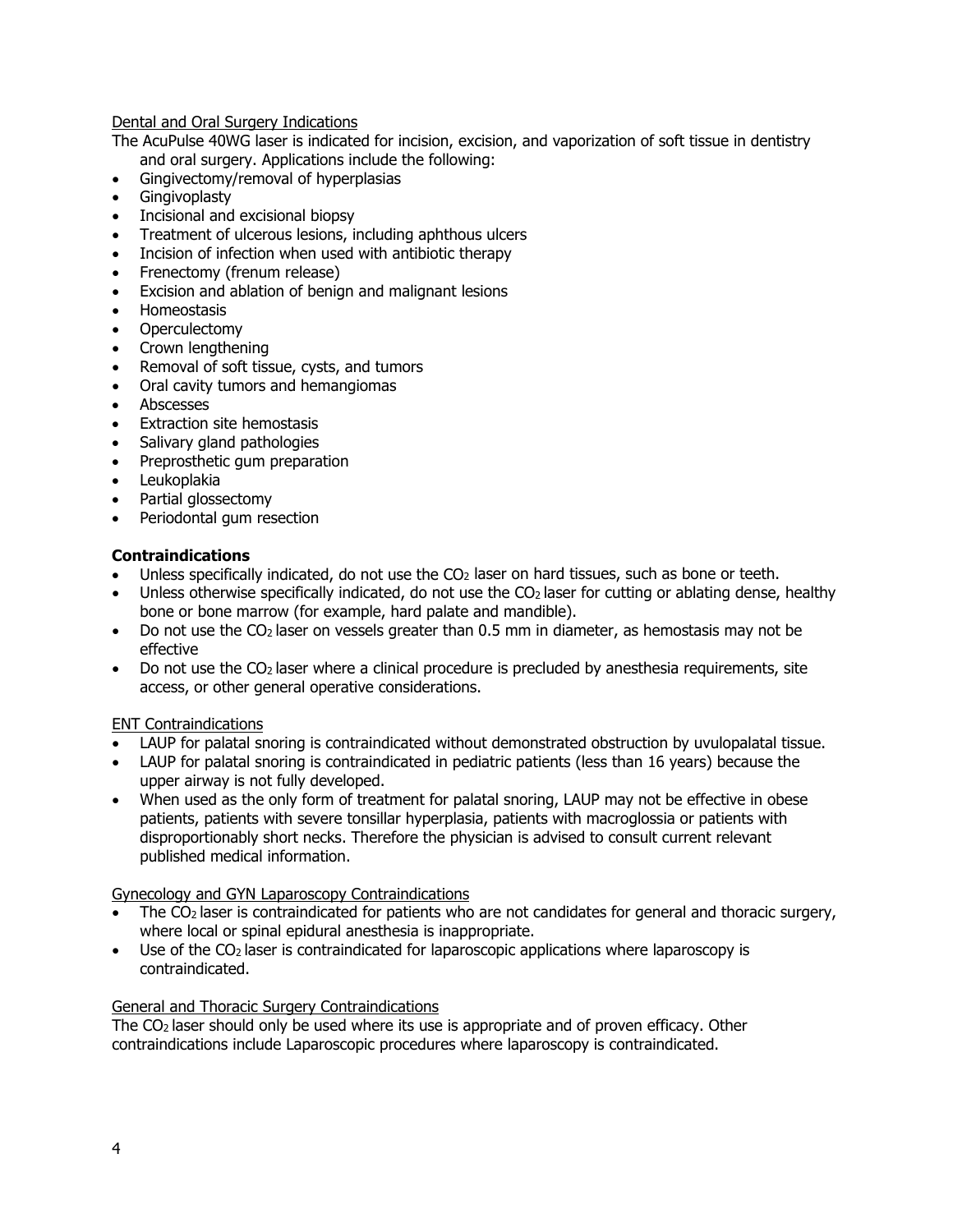Dental and Oral Surgery Indications

The AcuPulse 40WG laser is indicated for incision, excision, and vaporization of soft tissue in dentistry and oral surgery. Applications include the following:

- Gingivectomy/removal of hyperplasias
- Gingivoplasty
- Incisional and excisional biopsy
- Treatment of ulcerous lesions, including aphthous ulcers
- Incision of infection when used with antibiotic therapy
- Frenectomy (frenum release)
- Excision and ablation of benign and malignant lesions
- Homeostasis
- Operculectomy
- Crown lengthening
- Removal of soft tissue, cysts, and tumors
- Oral cavity tumors and hemangiomas
- Abscesses
- Extraction site hemostasis
- Salivary gland pathologies
- Preprosthetic gum preparation
- Leukoplakia
- Partial glossectomy
- Periodontal gum resection

**Contraindications**

- Unless specifically indicated, do not use the $CO_2$ laser on hard tissues, such as bone or teeth.
- Unless otherwise specifically indicated, do not use the $CO_2$ laser for cutting or ablating dense, healthy bone or bone marrow (for example, hard palate and mandible).
- Do not use the $CO_2$ laser on vessels greater than 0.5 mm in diameter, as hemostasis may not be effective
- Do not use the $CO_2$ laser where a clinical procedure is precluded by anesthesia requirements, site access, or other general operative considerations.

ENT Contraindications

- LAUP for palatal snoring is contraindicated without demonstrated obstruction by uvulopalatal tissue.
- LAUP for palatal snoring is contraindicated in pediatric patients (less than 16 years) because the upper airway is not fully developed.
- When used as the only form of treatment for palatal snoring, LAUP may not be effective in obese patients, patients with severe tonsillar hyperplasia, patients with macroglossia or patients with disproportionably short necks. Therefore the physician is advised to consult current relevant published medical information.

Gynecology and GYN Laparoscopy Contraindications

- The $CO_2$ laser is contraindicated for patients who are not candidates for general and thoracic surgery, where local or spinal epidural anesthesia is inappropriate.
- Use of the $CO_2$ laser is contraindicated for laparoscopic applications where laparoscopy is contraindicated.

General and Thoracic Surgery Contraindications

The $CO_2$ laser should only be used where its use is appropriate and of proven efficacy. Other contraindications include Laparoscopic procedures where laparoscopy is contraindicated.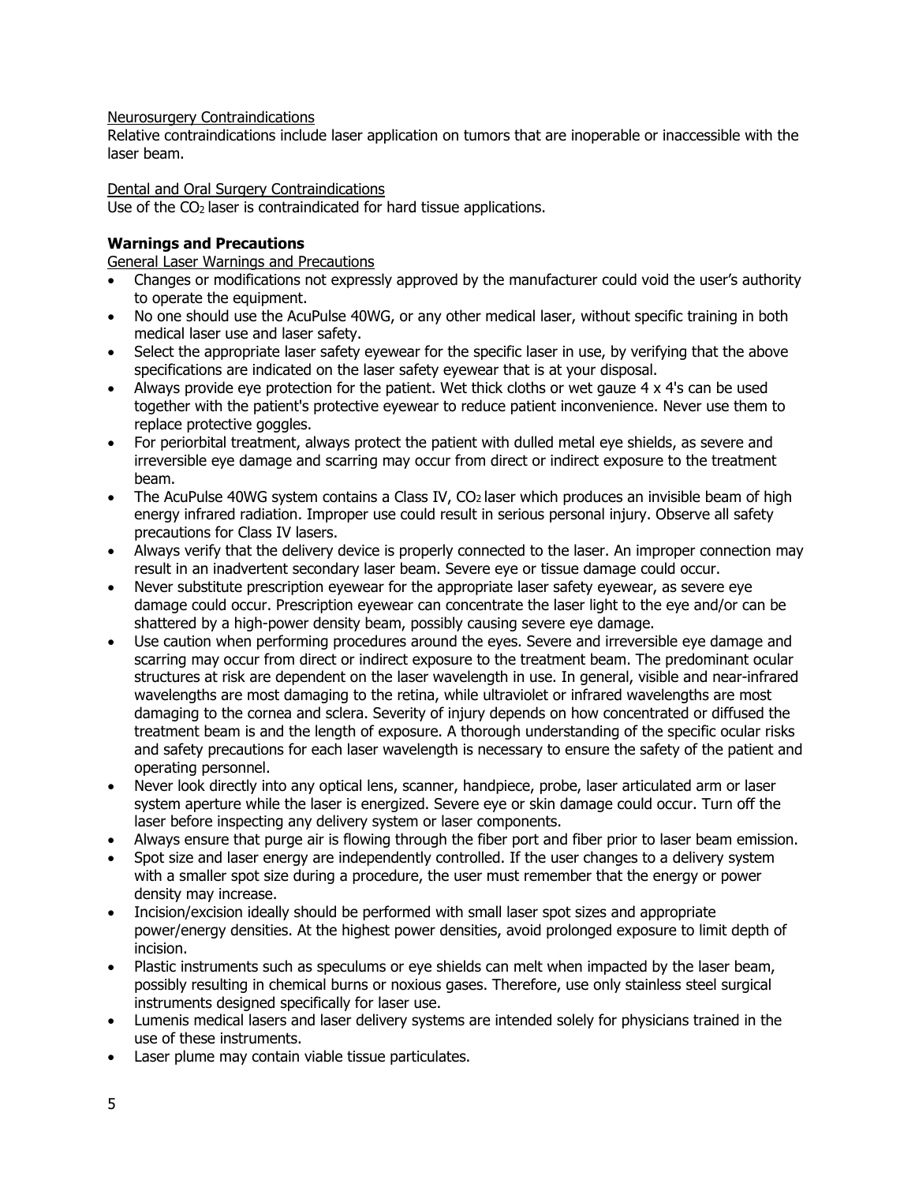Neurosurgery Contraindications

Relative contraindications include laser application on tumors that are inoperable or inaccessible with the laser beam.

Dental and Oral Surgery Contraindications

Use of the $CO_2$ laser is contraindicated for hard tissue applications.

## Warnings and Precautions

General Laser Warnings and Precautions

- Changes or modifications not expressly approved by the manufacturer could void the user's authority to operate the equipment.
- No one should use the AcuPulse 40WG, or any other medical laser, without specific training in both medical laser use and laser safety.
- Select the appropriate laser safety eyewear for the specific laser in use, by verifying that the above specifications are indicated on the laser safety eyewear that is at your disposal.
- Always provide eye protection for the patient. Wet thick cloths or wet gauze 4 x 4's can be used together with the patient's protective eyewear to reduce patient inconvenience. Never use them to replace protective goggles.
- For periorbital treatment, always protect the patient with dulled metal eye shields, as severe and irreversible eye damage and scarring may occur from direct or indirect exposure to the treatment beam.
- The AcuPulse 40WG system contains a Class IV, $CO_2$ laser which produces an invisible beam of high energy infrared radiation. Improper use could result in serious personal injury. Observe all safety precautions for Class IV lasers.
- Always verify that the delivery device is properly connected to the laser. An improper connection may result in an inadvertent secondary laser beam. Severe eye or tissue damage could occur.
- Never substitute prescription eyewear for the appropriate laser safety eyewear, as severe eye damage could occur. Prescription eyewear can concentrate the laser light to the eye and/or can be shattered by a high-power density beam, possibly causing severe eye damage.
- Use caution when performing procedures around the eyes. Severe and irreversible eye damage and scarring may occur from direct or indirect exposure to the treatment beam. The predominant ocular structures at risk are dependent on the laser wavelength in use. In general, visible and near-infrared wavelengths are most damaging to the retina, while ultraviolet or infrared wavelengths are most damaging to the cornea and sclera. Severity of injury depends on how concentrated or diffused the treatment beam is and the length of exposure. A thorough understanding of the specific ocular risks and safety precautions for each laser wavelength is necessary to ensure the safety of the patient and operating personnel.
- Never look directly into any optical lens, scanner, handpiece, probe, laser articulated arm or laser system aperture while the laser is energized. Severe eye or skin damage could occur. Turn off the laser before inspecting any delivery system or laser components.
- Always ensure that purge air is flowing through the fiber port and fiber prior to laser beam emission.
- Spot size and laser energy are independently controlled. If the user changes to a delivery system with a smaller spot size during a procedure, the user must remember that the energy or power density may increase.
- Incision/excision ideally should be performed with small laser spot sizes and appropriate power/energy densities. At the highest power densities, avoid prolonged exposure to limit depth of incision.
- Plastic instruments such as speculums or eye shields can melt when impacted by the laser beam, possibly resulting in chemical burns or noxious gases. Therefore, use only stainless steel surgical instruments designed specifically for laser use.
- Lumenis medical lasers and laser delivery systems are intended solely for physicians trained in the use of these instruments.
- Laser plume may contain viable tissue particulates.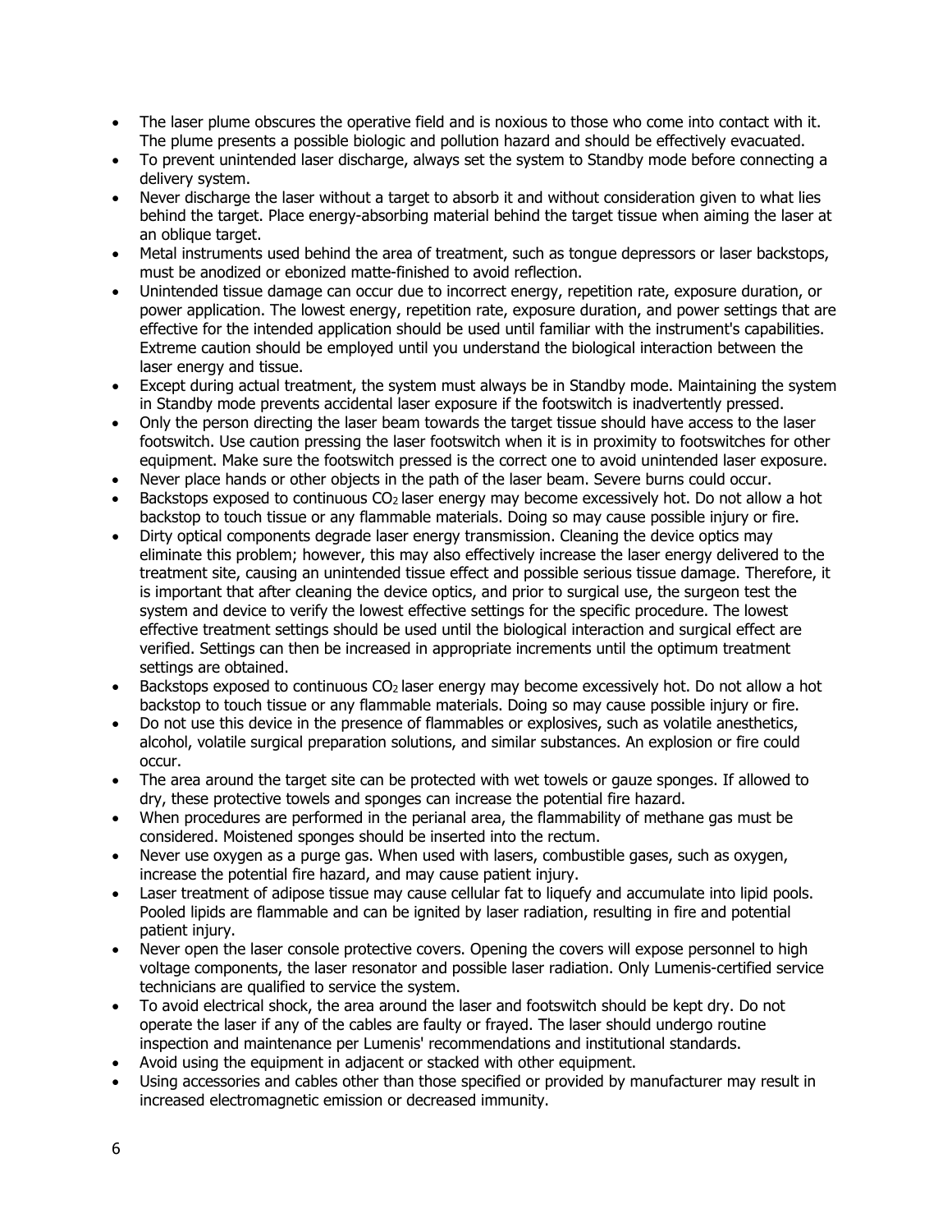- The laser plume obscures the operative field and is noxious to those who come into contact with it. The plume presents a possible biologic and pollution hazard and should be effectively evacuated.
- To prevent unintended laser discharge, always set the system to Standby mode before connecting a delivery system.
- Never discharge the laser without a target to absorb it and without consideration given to what lies behind the target. Place energy-absorbing material behind the target tissue when aiming the laser at an oblique target.
- Metal instruments used behind the area of treatment, such as tongue depressors or laser backstops, must be anodized or ebonized matte-finished to avoid reflection.
- Unintended tissue damage can occur due to incorrect energy, repetition rate, exposure duration, or power application. The lowest energy, repetition rate, exposure duration, and power settings that are effective for the intended application should be used until familiar with the instrument's capabilities. Extreme caution should be employed until you understand the biological interaction between the laser energy and tissue.
- Except during actual treatment, the system must always be in Standby mode. Maintaining the system in Standby mode prevents accidental laser exposure if the footswitch is inadvertently pressed.
- Only the person directing the laser beam towards the target tissue should have access to the laser footswitch. Use caution pressing the laser footswitch when it is in proximity to footswitches for other equipment. Make sure the footswitch pressed is the correct one to avoid unintended laser exposure.
- Never place hands or other objects in the path of the laser beam. Severe burns could occur.
- Backstops exposed to continuous $CO_2$ laser energy may become excessively hot. Do not allow a hot backstop to touch tissue or any flammable materials. Doing so may cause possible injury or fire.
- Dirty optical components degrade laser energy transmission. Cleaning the device optics may eliminate this problem; however, this may also effectively increase the laser energy delivered to the treatment site, causing an unintended tissue effect and possible serious tissue damage. Therefore, it is important that after cleaning the device optics, and prior to surgical use, the surgeon test the system and device to verify the lowest effective settings for the specific procedure. The lowest effective treatment settings should be used until the biological interaction and surgical effect are verified. Settings can then be increased in appropriate increments until the optimum treatment settings are obtained.
- Backstops exposed to continuous $CO_2$ laser energy may become excessively hot. Do not allow a hot backstop to touch tissue or any flammable materials. Doing so may cause possible injury or fire.
- Do not use this device in the presence of flammables or explosives, such as volatile anesthetics, alcohol, volatile surgical preparation solutions, and similar substances. An explosion or fire could occur.
- The area around the target site can be protected with wet towels or gauze sponges. If allowed to dry, these protective towels and sponges can increase the potential fire hazard.
- When procedures are performed in the perianal area, the flammability of methane gas must be considered. Moistened sponges should be inserted into the rectum.
- Never use oxygen as a purge gas. When used with lasers, combustible gases, such as oxygen, increase the potential fire hazard, and may cause patient injury.
- Laser treatment of adipose tissue may cause cellular fat to liquefy and accumulate into lipid pools. Pooled lipids are flammable and can be ignited by laser radiation, resulting in fire and potential patient injury.
- Never open the laser console protective covers. Opening the covers will expose personnel to high voltage components, the laser resonator and possible laser radiation. Only Lumenis-certified service technicians are qualified to service the system.
- To avoid electrical shock, the area around the laser and footswitch should be kept dry. Do not operate the laser if any of the cables are faulty or frayed. The laser should undergo routine inspection and maintenance per Lumenis' recommendations and institutional standards.
- Avoid using the equipment in adjacent or stacked with other equipment.
- Using accessories and cables other than those specified or provided by manufacturer may result in increased electromagnetic emission or decreased immunity.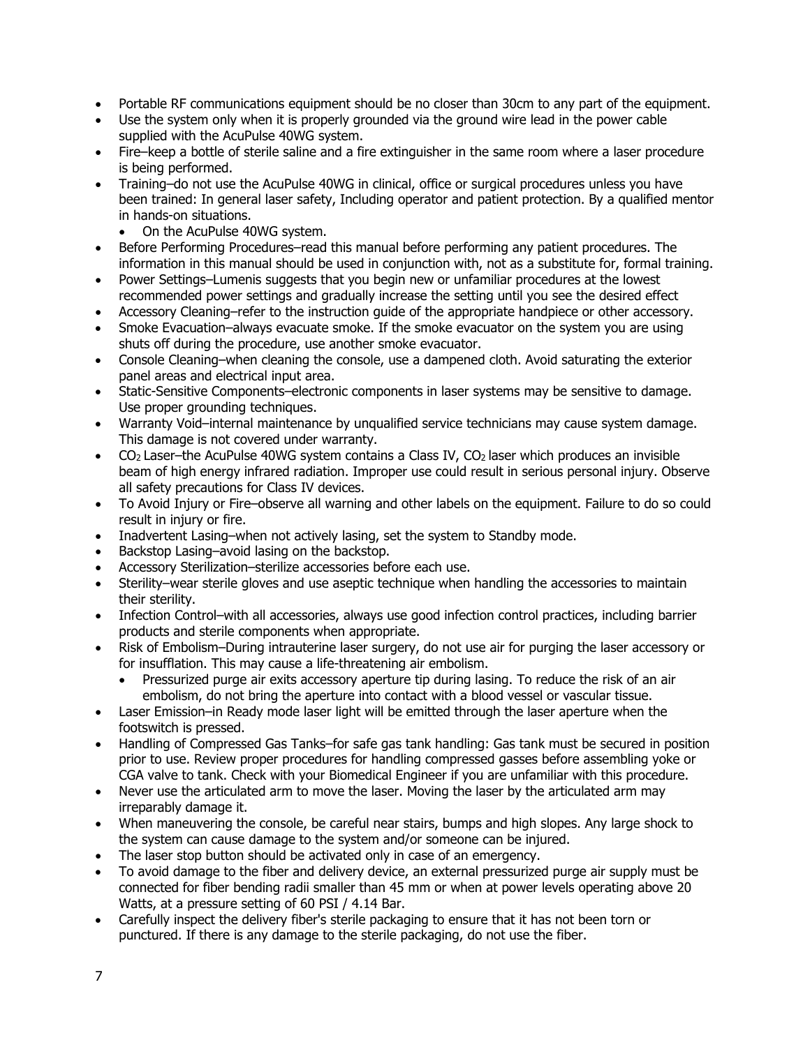- Portable RF communications equipment should be no closer than 30cm to any part of the equipment.
- Use the system only when it is properly grounded via the ground wire lead in the power cable supplied with the AcuPulse 40WG system.
- Fire–keep a bottle of sterile saline and a fire extinguisher in the same room where a laser procedure is being performed.
- Training–do not use the AcuPulse 40WG in clinical, office or surgical procedures unless you have been trained: In general laser safety, Including operator and patient protection. By a qualified mentor in hands-on situations.
  - On the AcuPulse 40WG system.
- Before Performing Procedures–read this manual before performing any patient procedures. The information in this manual should be used in conjunction with, not as a substitute for, formal training.
- Power Settings–Lumenis suggests that you begin new or unfamiliar procedures at the lowest recommended power settings and gradually increase the setting until you see the desired effect
- Accessory Cleaning–refer to the instruction guide of the appropriate handpiece or other accessory.
- Smoke Evacuation–always evacuate smoke. If the smoke evacuator on the system you are using shuts off during the procedure, use another smoke evacuator.
- Console Cleaning–when cleaning the console, use a dampened cloth. Avoid saturating the exterior panel areas and electrical input area.
- Static-Sensitive Components–electronic components in laser systems may be sensitive to damage. Use proper grounding techniques.
- Warranty Void–internal maintenance by unqualified service technicians may cause system damage. This damage is not covered under warranty.
- $CO_2$ Laser–the AcuPulse 40WG system contains a Class IV, $CO_2$ laser which produces an invisible beam of high energy infrared radiation. Improper use could result in serious personal injury. Observe all safety precautions for Class IV devices.
- To Avoid Injury or Fire–observe all warning and other labels on the equipment. Failure to do so could result in injury or fire.
- Inadvertent Lasing–when not actively lasing, set the system to Standby mode.
- Backstop Lasing–avoid lasing on the backstop.
- Accessory Sterilization–sterilize accessories before each use.
- Sterility–wear sterile gloves and use aseptic technique when handling the accessories to maintain their sterility.
- Infection Control–with all accessories, always use good infection control practices, including barrier products and sterile components when appropriate.
- Risk of Embolism–During intrauterine laser surgery, do not use air for purging the laser accessory or for insufflation. This may cause a life-threatening air embolism.
  - Pressurized purge air exits accessory aperture tip during lasing. To reduce the risk of an air embolism, do not bring the aperture into contact with a blood vessel or vascular tissue.
- Laser Emission–in Ready mode laser light will be emitted through the laser aperture when the footswitch is pressed.
- Handling of Compressed Gas Tanks–for safe gas tank handling: Gas tank must be secured in position prior to use. Review proper procedures for handling compressed gasses before assembling yoke or CGA valve to tank. Check with your Biomedical Engineer if you are unfamiliar with this procedure.
- Never use the articulated arm to move the laser. Moving the laser by the articulated arm may irreparably damage it.
- When maneuvering the console, be careful near stairs, bumps and high slopes. Any large shock to the system can cause damage to the system and/or someone can be injured.
- The laser stop button should be activated only in case of an emergency.
- To avoid damage to the fiber and delivery device, an external pressurized purge air supply must be connected for fiber bending radii smaller than 45 mm or when at power levels operating above 20 Watts, at a pressure setting of 60 PSI / 4.14 Bar.
- Carefully inspect the delivery fiber's sterile packaging to ensure that it has not been torn or punctured. If there is any damage to the sterile packaging, do not use the fiber.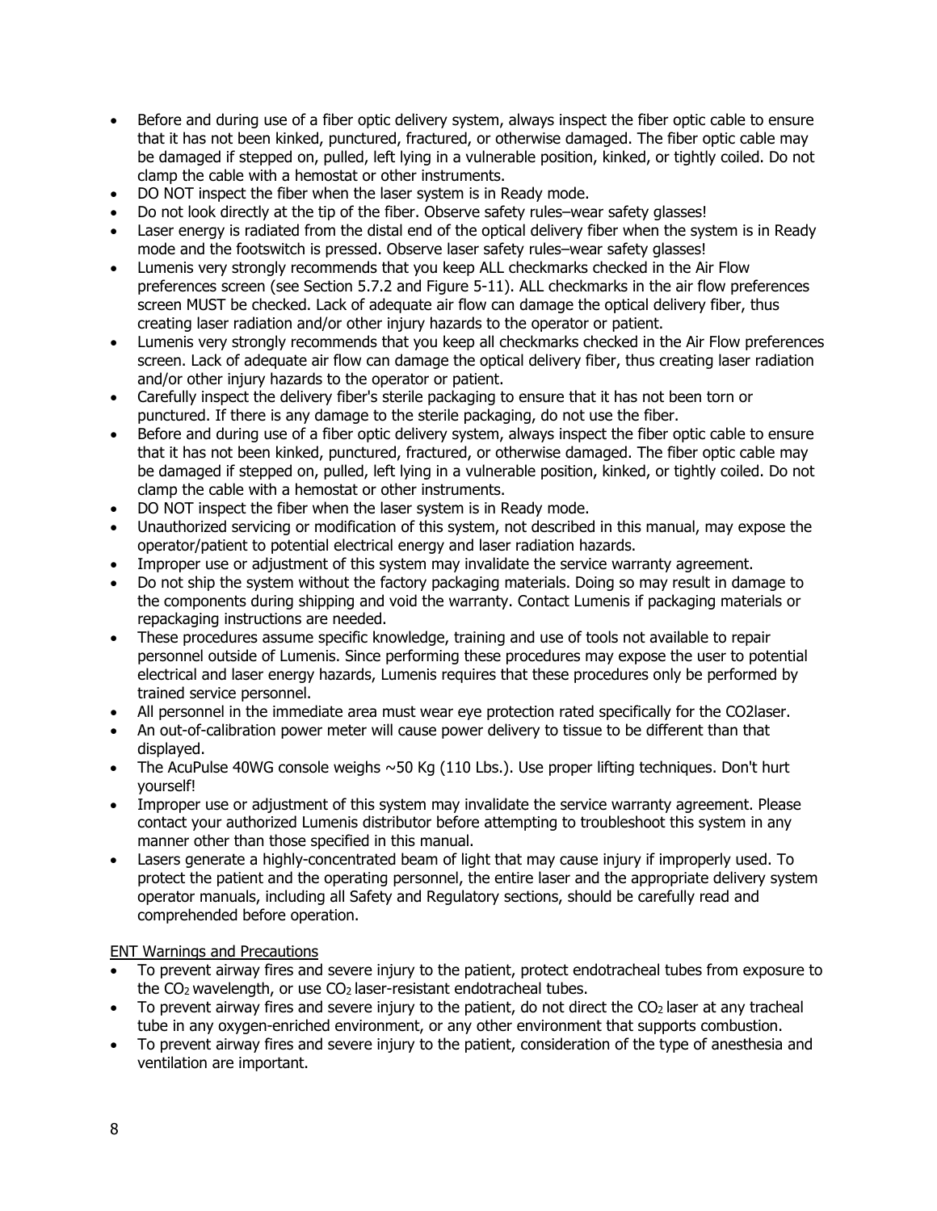- Before and during use of a fiber optic delivery system, always inspect the fiber optic cable to ensure that it has not been kinked, punctured, fractured, or otherwise damaged. The fiber optic cable may be damaged if stepped on, pulled, left lying in a vulnerable position, kinked, or tightly coiled. Do not clamp the cable with a hemostat or other instruments.
- DO NOT inspect the fiber when the laser system is in Ready mode.
- Do not look directly at the tip of the fiber. Observe safety rules–wear safety glasses!
- Laser energy is radiated from the distal end of the optical delivery fiber when the system is in Ready mode and the footswitch is pressed. Observe laser safety rules–wear safety glasses!
- Lumenis very strongly recommends that you keep ALL checkmarks checked in the Air Flow preferences screen (see Section 5.7.2 and Figure 5-11). ALL checkmarks in the air flow preferences screen MUST be checked. Lack of adequate air flow can damage the optical delivery fiber, thus creating laser radiation and/or other injury hazards to the operator or patient.
- Lumenis very strongly recommends that you keep all checkmarks checked in the Air Flow preferences screen. Lack of adequate air flow can damage the optical delivery fiber, thus creating laser radiation and/or other injury hazards to the operator or patient.
- Carefully inspect the delivery fiber's sterile packaging to ensure that it has not been torn or punctured. If there is any damage to the sterile packaging, do not use the fiber.
- Before and during use of a fiber optic delivery system, always inspect the fiber optic cable to ensure that it has not been kinked, punctured, fractured, or otherwise damaged. The fiber optic cable may be damaged if stepped on, pulled, left lying in a vulnerable position, kinked, or tightly coiled. Do not clamp the cable with a hemostat or other instruments.
- DO NOT inspect the fiber when the laser system is in Ready mode.
- Unauthorized servicing or modification of this system, not described in this manual, may expose the operator/patient to potential electrical energy and laser radiation hazards.
- Improper use or adjustment of this system may invalidate the service warranty agreement.
- Do not ship the system without the factory packaging materials. Doing so may result in damage to the components during shipping and void the warranty. Contact Lumenis if packaging materials or repackaging instructions are needed.
- These procedures assume specific knowledge, training and use of tools not available to repair personnel outside of Lumenis. Since performing these procedures may expose the user to potential electrical and laser energy hazards, Lumenis requires that these procedures only be performed by trained service personnel.
- All personnel in the immediate area must wear eye protection rated specifically for the CO2laser.
- An out-of-calibration power meter will cause power delivery to tissue to be different than that displayed.
- The AcuPulse 40WG console weighs ~50 Kg (110 Lbs.). Use proper lifting techniques. Don't hurt yourself!
- Improper use or adjustment of this system may invalidate the service warranty agreement. Please contact your authorized Lumenis distributor before attempting to troubleshoot this system in any manner other than those specified in this manual.
- Lasers generate a highly-concentrated beam of light that may cause injury if improperly used. To protect the patient and the operating personnel, the entire laser and the appropriate delivery system operator manuals, including all Safety and Regulatory sections, should be carefully read and comprehended before operation.

ENT Warnings and Precautions

- To prevent airway fires and severe injury to the patient, protect endotracheal tubes from exposure to the $CO_2$ wavelength, or use $CO_2$ laser-resistant endotracheal tubes.
- To prevent airway fires and severe injury to the patient, do not direct the $CO_2$ laser at any tracheal tube in any oxygen-enriched environment, or any other environment that supports combustion.
- To prevent airway fires and severe injury to the patient, consideration of the type of anesthesia and ventilation are important.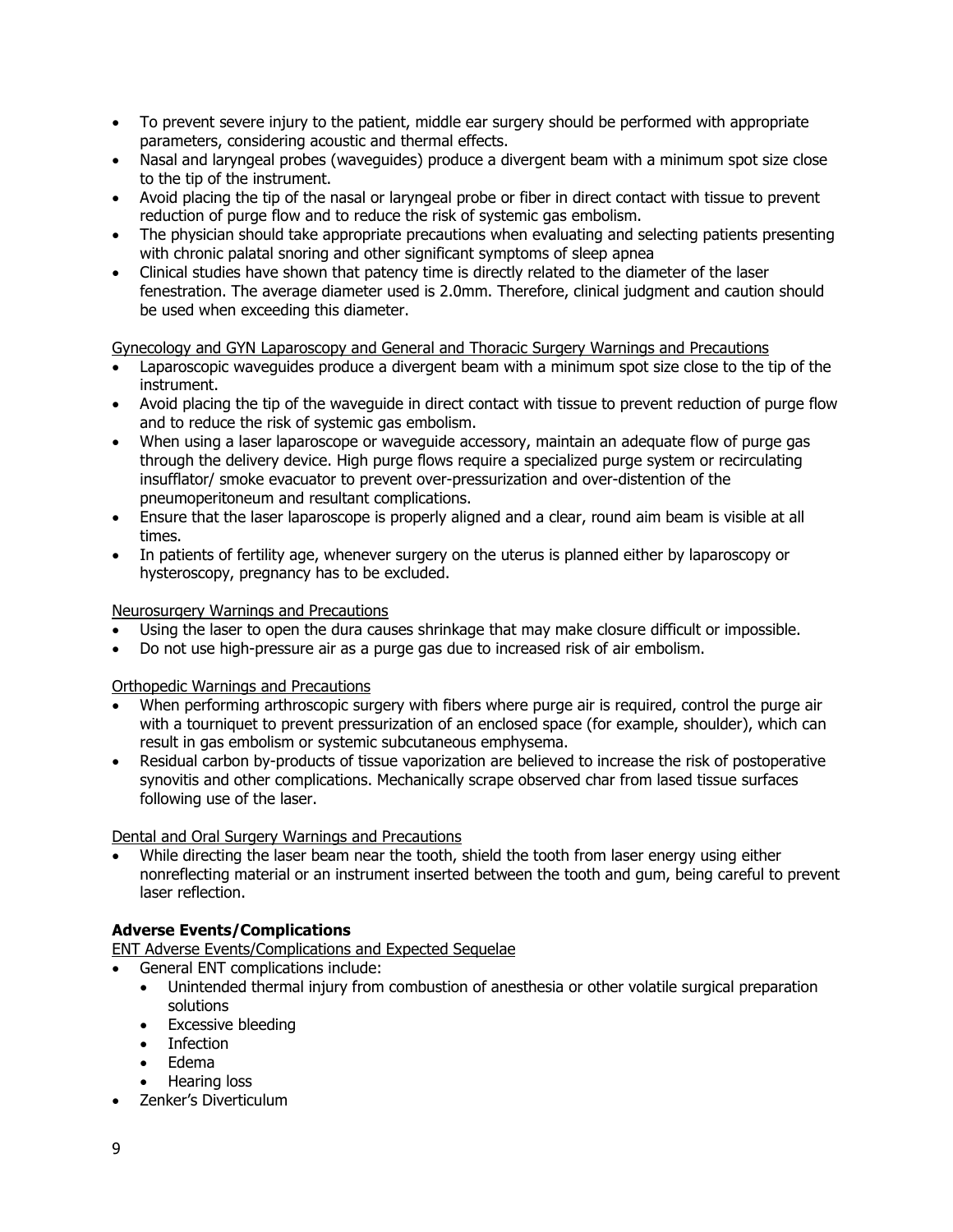- To prevent severe injury to the patient, middle ear surgery should be performed with appropriate parameters, considering acoustic and thermal effects.
- Nasal and laryngeal probes (waveguides) produce a divergent beam with a minimum spot size close to the tip of the instrument.
- Avoid placing the tip of the nasal or laryngeal probe or fiber in direct contact with tissue to prevent reduction of purge flow and to reduce the risk of systemic gas embolism.
- The physician should take appropriate precautions when evaluating and selecting patients presenting with chronic palatal snoring and other significant symptoms of sleep apnea
- Clinical studies have shown that patency time is directly related to the diameter of the laser fenestration. The average diameter used is 2.0mm. Therefore, clinical judgment and caution should be used when exceeding this diameter.

Gynecology and GYN Laparoscopy and General and Thoracic Surgery Warnings and Precautions

- Laparoscopic waveguides produce a divergent beam with a minimum spot size close to the tip of the instrument.
- Avoid placing the tip of the waveguide in direct contact with tissue to prevent reduction of purge flow and to reduce the risk of systemic gas embolism.
- When using a laser laparoscope or waveguide accessory, maintain an adequate flow of purge gas through the delivery device. High purge flows require a specialized purge system or recirculating insufflator/ smoke evacuator to prevent over-pressurization and over-distention of the pneumoperitoneum and resultant complications.
- Ensure that the laser laparoscope is properly aligned and a clear, round aim beam is visible at all times.
- In patients of fertility age, whenever surgery on the uterus is planned either by laparoscopy or hysteroscopy, pregnancy has to be excluded.

Neurosurgery Warnings and Precautions

- Using the laser to open the dura causes shrinkage that may make closure difficult or impossible.
- Do not use high-pressure air as a purge gas due to increased risk of air embolism.

Orthopedic Warnings and Precautions

- When performing arthroscopic surgery with fibers where purge air is required, control the purge air with a tourniquet to prevent pressurization of an enclosed space (for example, shoulder), which can result in gas embolism or systemic subcutaneous emphysema.
- Residual carbon by-products of tissue vaporization are believed to increase the risk of postoperative synovitis and other complications. Mechanically scrape observed char from lased tissue surfaces following use of the laser.

Dental and Oral Surgery Warnings and Precautions

- While directing the laser beam near the tooth, shield the tooth from laser energy using either nonreflecting material or an instrument inserted between the tooth and gum, being careful to prevent laser reflection.

**Adverse Events/Complications**

ENT Adverse Events/Complications and Expected Sequelae

- General ENT complications include:
  - Unintended thermal injury from combustion of anesthesia or other volatile surgical preparation solutions
  - Excessive bleeding
  - Infection
  - Edema
  - Hearing loss
- Zenker's Diverticulum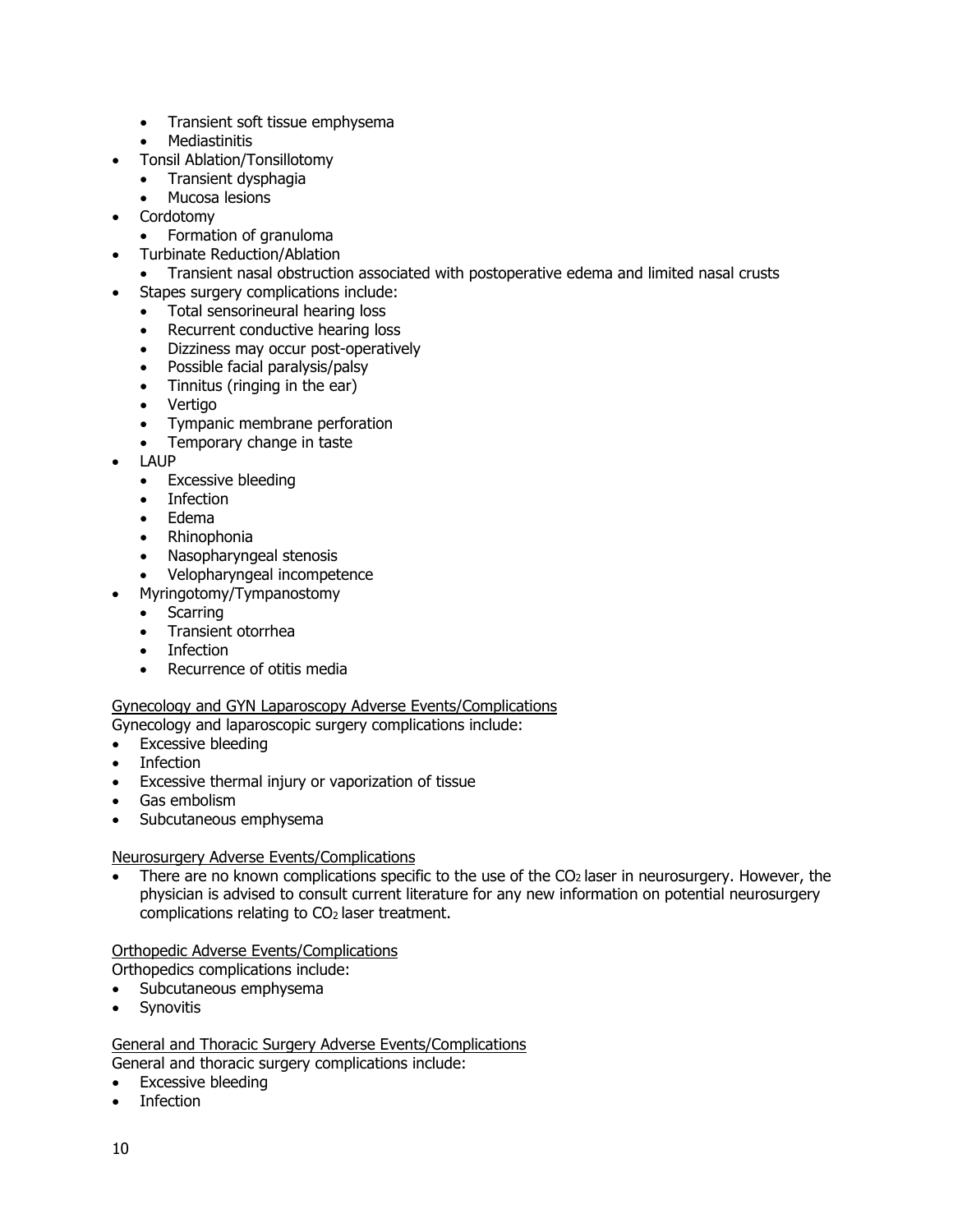- Transient soft tissue emphysema
  - Mediastinitis
- Tonsil Ablation/Tonsillotomy
  - Transient dysphagia
  - Mucosa lesions
- Cordotomy
  - Formation of granuloma
- Turbinate Reduction/Ablation
  - Transient nasal obstruction associated with postoperative edema and limited nasal crusts
- Stapes surgery complications include:
  - Total sensorineural hearing loss
  - Recurrent conductive hearing loss
  - Dizziness may occur post-operatively
  - Possible facial paralysis/palsy
  - Tinnitus (ringing in the ear)
  - Vertigo
  - Tympanic membrane perforation
  - Temporary change in taste
- LAUP
  - Excessive bleeding
  - Infection
  - Edema
  - Rhinophonia
  - Nasopharyngeal stenosis
  - Velopharyngeal incompetence
- Myringotomy/Tympanostomy
  - Scarring
  - Transient otorrhea
  - Infection
  - Recurrence of otitis media

<u>Gynecology and GYN Laparoscopy Adverse Events/Complications</u>

Gynecology and laparoscopic surgery complications include:

- Excessive bleeding
- Infection
- Excessive thermal injury or vaporization of tissue
- Gas embolism
- Subcutaneous emphysema

<u>Neurosurgery Adverse Events/Complications</u>

- There are no known complications specific to the use of the $CO_2$ laser in neurosurgery. However, the physician is advised to consult current literature for any new information on potential neurosurgery complications relating to $CO_2$ laser treatment.

<u>Orthopedic Adverse Events/Complications</u>

Orthopedics complications include:

- Subcutaneous emphysema
- Synovitis

<u>General and Thoracic Surgery Adverse Events/Complications</u>

General and thoracic surgery complications include:

- Excessive bleeding
- Infection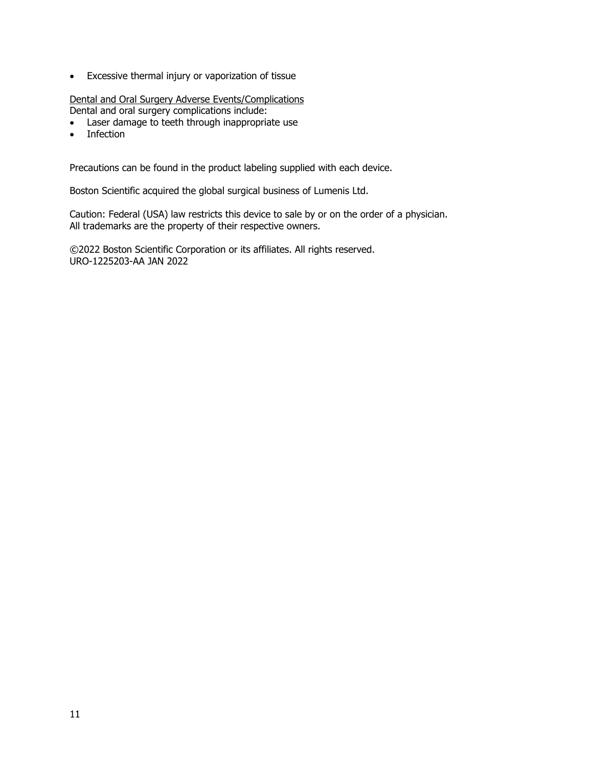- Excessive thermal injury or vaporization of tissue

Dental and Oral Surgery Adverse Events/Complications
Dental and oral surgery complications include:

- Laser damage to teeth through inappropriate use
- Infection

Precautions can be found in the product labeling supplied with each device.

Boston Scientific acquired the global surgical business of Lumenis Ltd.

Caution: Federal (USA) law restricts this device to sale by or on the order of a physician.
All trademarks are the property of their respective owners.

©2022 Boston Scientific Corporation or its affiliates. All rights reserved.
URO-1225203-AA JAN 2022